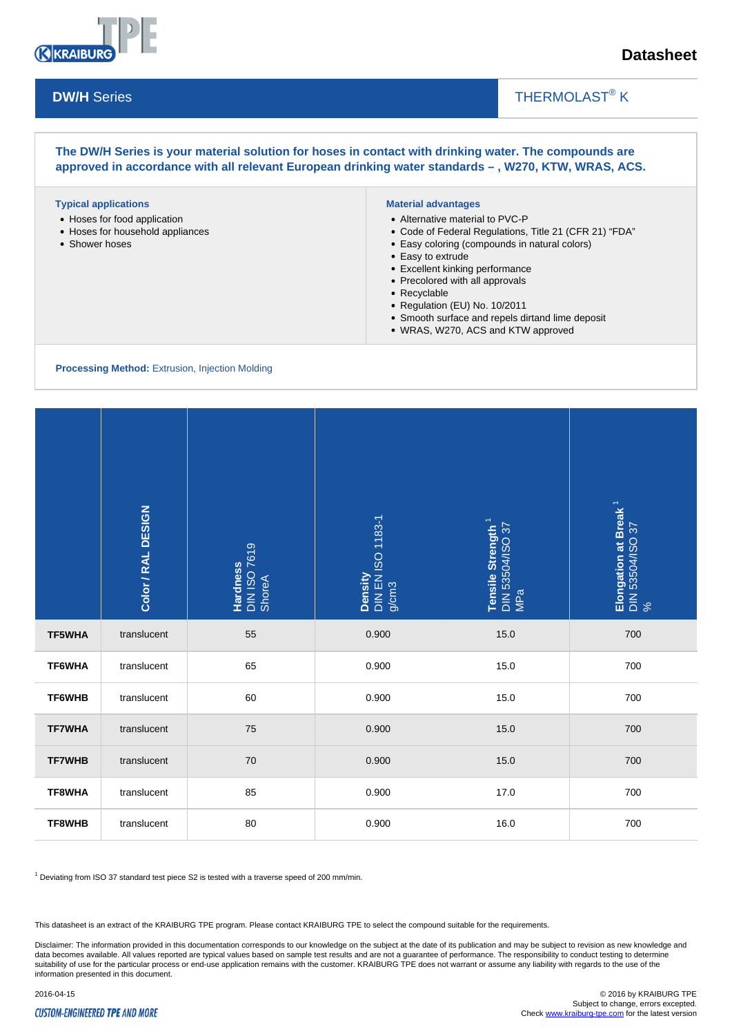# Datasheet

## DW/H Series

THERMOLAST® K

**The DW/H Series is your material solution for hoses in contact with drinking water. The compounds are approved in accordance with all relevant European drinking water standards – , W270, KTW, WRAS, ACS.**

**Typical applications**

- Hoses for food application
- Hoses for household appliances
- Shower hoses

**Material advantages**

- Alternative material to PVC-P
- Code of Federal Regulations, Title 21 (CFR 21) "FDA"
- Easy coloring (compounds in natural colors)
- Easy to extrude
- Excellent kinking performance
- Precolored with all approvals
- Recyclable
- Regulation (EU) No. 10/2011
- Smooth surface and repels dirtand lime deposit
- WRAS, W270, ACS and KTW approved

**Processing Method:** Extrusion, Injection Molding

| | **Color / RAL DESIGN** | **Hardness** DIN ISO 7619 ShoreA | **Density** DIN EN ISO 1183-1 g/cm3 | **Tensile Strength** [1] DIN 53504/ISO 37 MPa | **Elongation at Break** [1] DIN 53504/ISO 37 % |
|---|---|---|---|---|---|
| **TF5WHA** | translucent | 55 | 0.900 | 15.0 | 700 |
| **TF6WHA** | translucent | 65 | 0.900 | 15.0 | 700 |
| **TF6WHB** | translucent | 60 | 0.900 | 15.0 | 700 |
| **TF7WHA** | translucent | 75 | 0.900 | 15.0 | 700 |
| **TF7WHB** | translucent | 70 | 0.900 | 15.0 | 700 |
| **TF8WHA** | translucent | 85 | 0.900 | 17.0 | 700 |
| **TF8WHB** | translucent | 80 | 0.900 | 16.0 | 700 |

[1] Deviating from ISO 37 standard test piece S2 is tested with a traverse speed of 200 mm/min.

This datasheet is an extract of the KRAIBURG TPE program. Please contact KRAIBURG TPE to select the compound suitable for the requirements.

Disclaimer: The information provided in this documentation corresponds to our knowledge on the subject at the date of its publication and may be subject to revision as new knowledge and data becomes available. All values reported are typical values based on sample test results and are not a guarantee of performance. The responsibility to conduct testing to determine suitability of use for the particular process or end-use application remains with the customer. KRAIBURG TPE does not warrant or assume any liability with regards to the use of the information presented in this document.

2016-04-15

© 2016 by KRAIBURG TPE
Subject to change, errors excepted.
Check www.kraiburg-tpe.com for the latest version

CUSTOM-ENGINEERED TPE AND MORE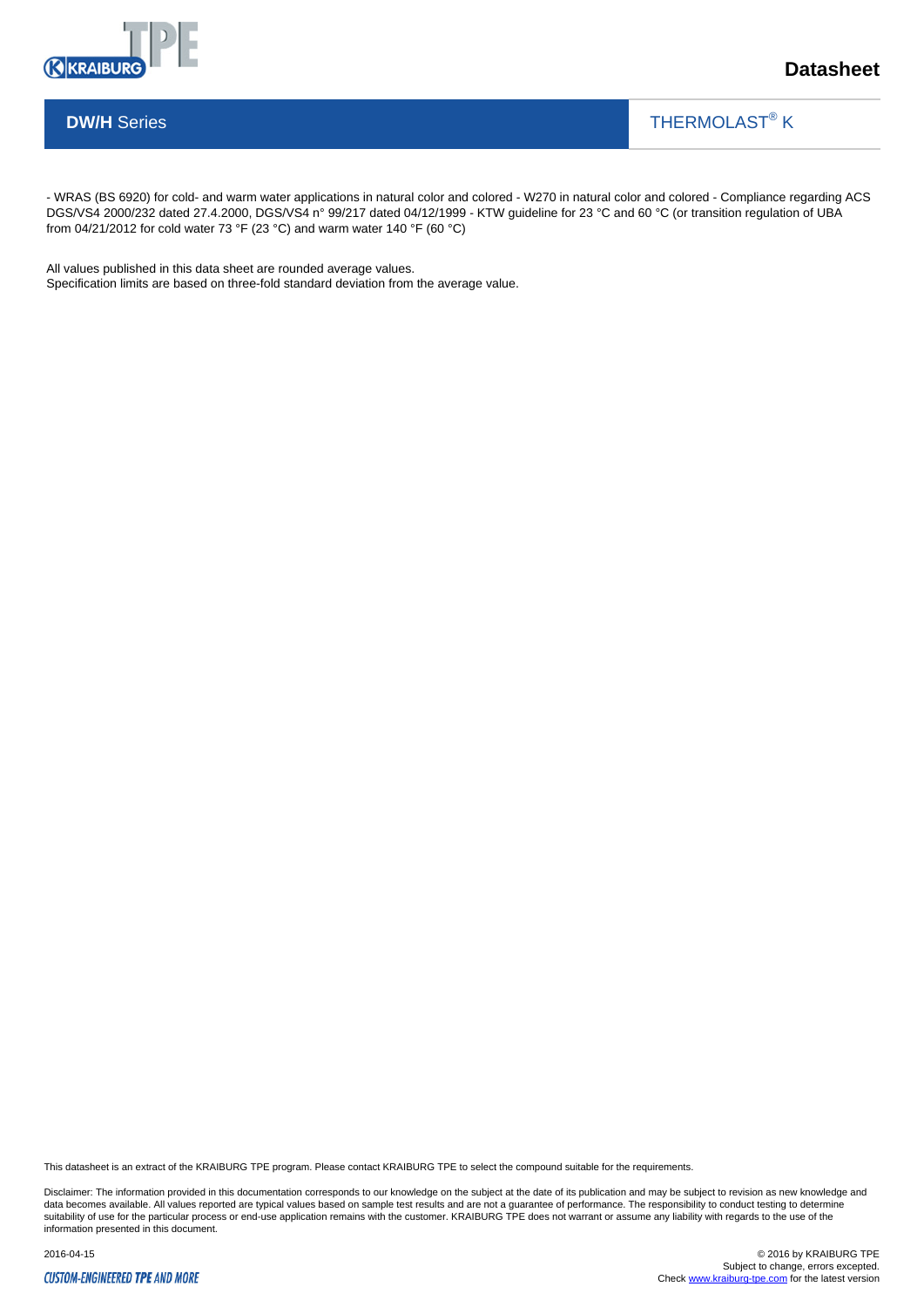**DW/H** Series

THERMOLAST® K

- WRAS (BS 6920) for cold- and warm water applications in natural color and colored - W270 in natural color and colored - Compliance regarding ACS DGS/VS4 2000/232 dated 27.4.2000, DGS/VS4 n° 99/217 dated 04/12/1999 - KTW guideline for 23 °C and 60 °C (or transition regulation of UBA from 04/21/2012 for cold water 73 °F (23 °C) and warm water 140 °F (60 °C)

All values published in this data sheet are rounded average values.
Specification limits are based on three-fold standard deviation from the average value.

This datasheet is an extract of the KRAIBURG TPE program. Please contact KRAIBURG TPE to select the compound suitable for the requirements.

Disclaimer: The information provided in this documentation corresponds to our knowledge on the subject at the date of its publication and may be subject to revision as new knowledge and data becomes available. All values reported are typical values based on sample test results and are not a guarantee of performance. The responsibility to conduct testing to determine suitability of use for the particular process or end-use application remains with the customer. KRAIBURG TPE does not warrant or assume any liability with regards to the use of the information presented in this document.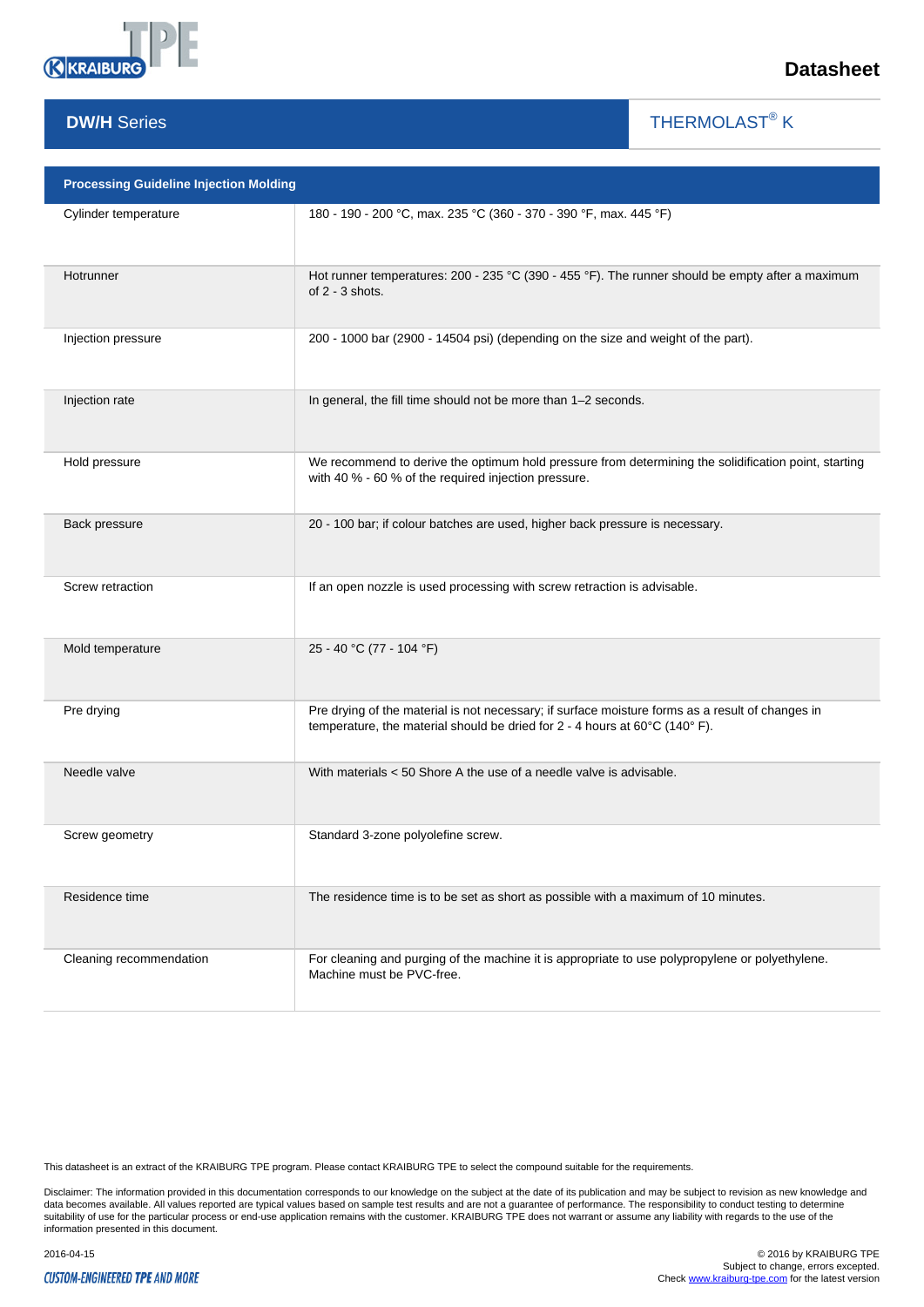## DW/H Series

THERMOLAST® K

| Processing Guideline Injection Molding | |
|---|---|
| Cylinder temperature | 180 - 190 - 200 °C, max. 235 °C (360 - 370 - 390 °F, max. 445 °F) |
| Hotrunner | Hot runner temperatures: 200 - 235 °C (390 - 455 °F). The runner should be empty after a maximum of 2 - 3 shots. |
| Injection pressure | 200 - 1000 bar (2900 - 14504 psi) (depending on the size and weight of the part). |
| Injection rate | In general, the fill time should not be more than 1–2 seconds. |
| Hold pressure | We recommend to derive the optimum hold pressure from determining the solidification point, starting with 40 % - 60 % of the required injection pressure. |
| Back pressure | 20 - 100 bar; if colour batches are used, higher back pressure is necessary. |
| Screw retraction | If an open nozzle is used processing with screw retraction is advisable. |
| Mold temperature | 25 - 40 °C (77 - 104 °F) |
| Pre drying | Pre drying of the material is not necessary; if surface moisture forms as a result of changes in temperature, the material should be dried for 2 - 4 hours at 60°C (140° F). |
| Needle valve | With materials < 50 Shore A the use of a needle valve is advisable. |
| Screw geometry | Standard 3-zone polyolefine screw. |
| Residence time | The residence time is to be set as short as possible with a maximum of 10 minutes. |
| Cleaning recommendation | For cleaning and purging of the machine it is appropriate to use polypropylene or polyethylene. Machine must be PVC-free. |

This datasheet is an extract of the KRAIBURG TPE program. Please contact KRAIBURG TPE to select the compound suitable for the requirements.

Disclaimer: The information provided in this documentation corresponds to our knowledge on the subject at the date of its publication and may be subject to revision as new knowledge and data becomes available. All values reported are typical values based on sample test results and are not a guarantee of performance. The responsibility to conduct testing to determine suitability of use for the particular process or end-use application remains with the customer. KRAIBURG TPE does not warrant or assume any liability with regards to the use of the information presented in this document.

2016-04-15

© 2016 by KRAIBURG TPE
Subject to change, errors excepted.
Check www.kraiburg-tpe.com for the latest version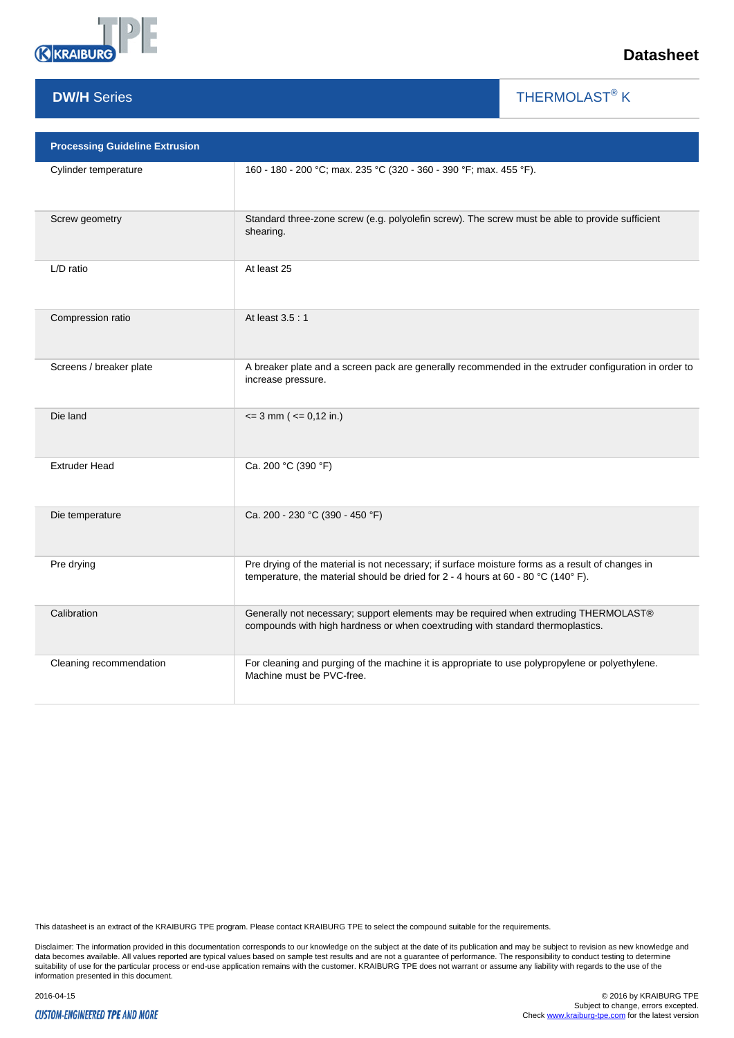**DW/H Series** | THERMOLAST® K

| Processing Guideline Extrusion | |
|---|---|
| Cylinder temperature | 160 - 180 - 200 °C; max. 235 °C (320 - 360 - 390 °F; max. 455 °F). |
| Screw geometry | Standard three-zone screw (e.g. polyolefin screw). The screw must be able to provide sufficient shearing. |
| L/D ratio | At least 25 |
| Compression ratio | At least 3.5 : 1 |
| Screens / breaker plate | A breaker plate and a screen pack are generally recommended in the extruder configuration in order to increase pressure. |
| Die land | <= 3 mm ( <= 0,12 in.) |
| Extruder Head | Ca. 200 °C (390 °F) |
| Die temperature | Ca. 200 - 230 °C (390 - 450 °F) |
| Pre drying | Pre drying of the material is not necessary; if surface moisture forms as a result of changes in temperature, the material should be dried for 2 - 4 hours at 60 - 80 °C (140° F). |
| Calibration | Generally not necessary; support elements may be required when extruding THERMOLAST® compounds with high hardness or when coextruding with standard thermoplastics. |
| Cleaning recommendation | For cleaning and purging of the machine it is appropriate to use polypropylene or polyethylene. Machine must be PVC-free. |

This datasheet is an extract of the KRAIBURG TPE program. Please contact KRAIBURG TPE to select the compound suitable for the requirements.

Disclaimer: The information provided in this documentation corresponds to our knowledge on the subject at the date of its publication and may be subject to revision as new knowledge and data becomes available. All values reported are typical values based on sample test results and are not a guarantee of performance. The responsibility to conduct testing to determine suitability of use for the particular process or end-use application remains with the customer. KRAIBURG TPE does not warrant or assume any liability with regards to the use of the information presented in this document.

2016-04-15

© 2016 by KRAIBURG TPE
Subject to change, errors excepted.
Check www.kraiburg-tpe.com for the latest version